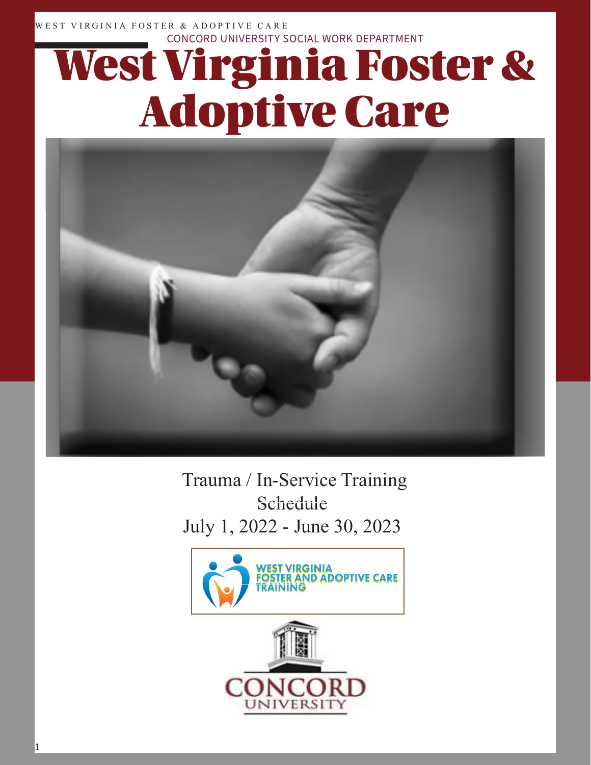WEST VIRGINIA FOSTER & ADOPTIVE CARE

CONCORD UNIVERSITY SOCIAL WORK DEPARTMENT

# West Virginia Foster & Adoptive Care

Trauma / In-Service Training

Schedule

July 1, 2022 - June 30, 2023

WEST VIRGINIA FOSTER AND ADOPTIVE CARE TRAINING

CONCORD UNIVERSITY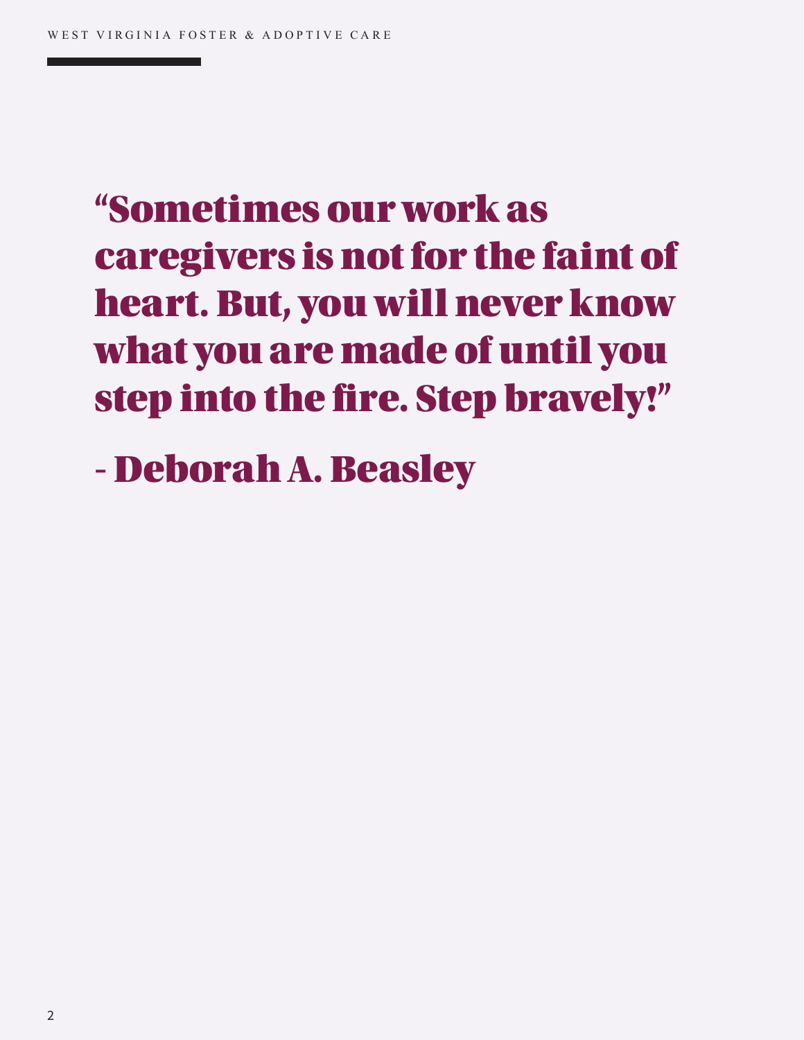> **"Sometimes our work as caregivers is not for the faint of heart. But, you will never know what you are made of until you step into the fire. Step bravely!"**
>
> **- Deborah A. Beasley**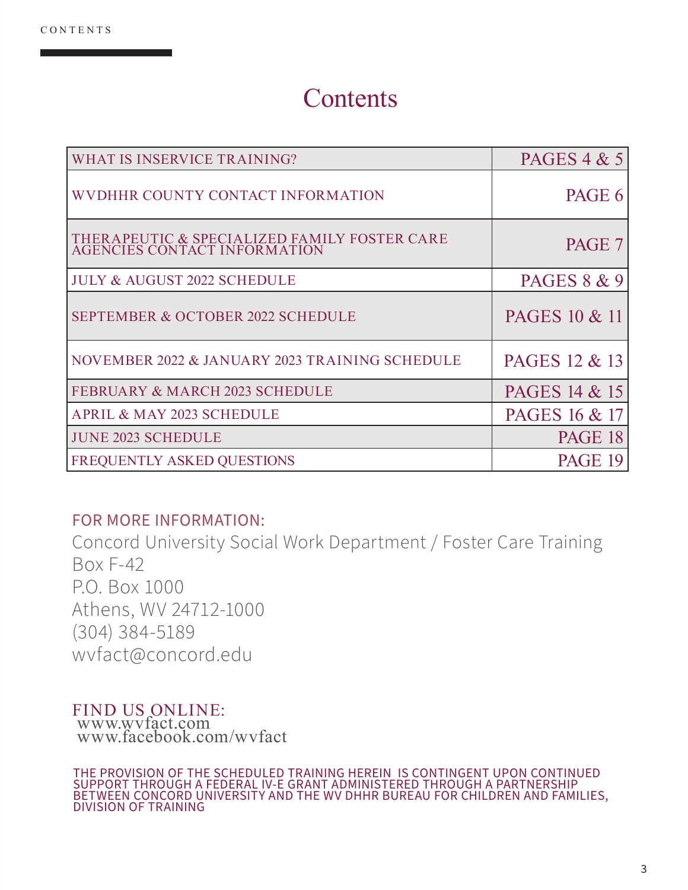# Contents

| WHAT IS INSERVICE TRAINING? | PAGES 4 & 5 |
|---|---|
| WVDHHR COUNTY CONTACT INFORMATION | PAGE 6 |
| THERAPEUTIC & SPECIALIZED FAMILY FOSTER CARE AGENCIES CONTACT INFORMATION | PAGE 7 |
| JULY & AUGUST 2022 SCHEDULE | PAGES 8 & 9 |
| SEPTEMBER & OCTOBER 2022 SCHEDULE | PAGES 10 & 11 |
| NOVEMBER 2022 & JANUARY 2023 TRAINING SCHEDULE | PAGES 12 & 13 |
| FEBRUARY & MARCH 2023 SCHEDULE | PAGES 14 & 15 |
| APRIL & MAY 2023 SCHEDULE | PAGES 16 & 17 |
| JUNE 2023 SCHEDULE | PAGE 18 |
| FREQUENTLY ASKED QUESTIONS | PAGE 19 |

FOR MORE INFORMATION:

Concord University Social Work Department / Foster Care Training
Box F-42
P.O. Box 1000
Athens, WV 24712-1000
(304) 384-5189
wvfact@concord.edu

FIND US ONLINE:
www.wvfact.com
www.facebook.com/wvfact

THE PROVISION OF THE SCHEDULED TRAINING HEREIN IS CONTINGENT UPON CONTINUED SUPPORT THROUGH A FEDERAL IV-E GRANT ADMINISTERED THROUGH A PARTNERSHIP BETWEEN CONCORD UNIVERSITY AND THE WV DHHR BUREAU FOR CHILDREN AND FAMILIES, DIVISION OF TRAINING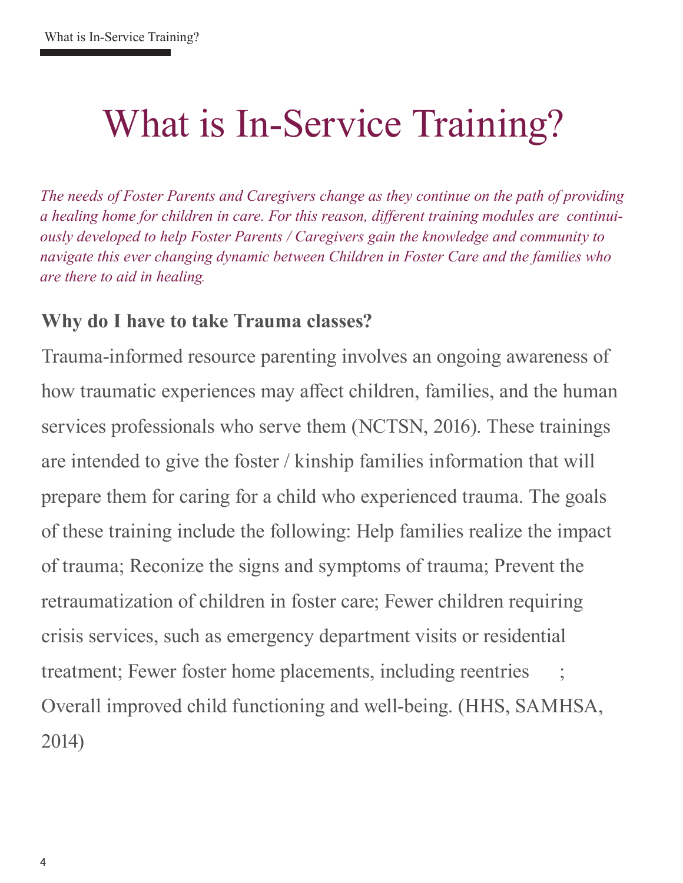# What is In-Service Training?

*The needs of Foster Parents and Caregivers change as they continue on the path of providing a healing home for children in care. For this reason, different training modules are continuously developed to help Foster Parents / Caregivers gain the knowledge and community to navigate this ever changing dynamic between Children in Foster Care and the families who are there to aid in healing.*

### Why do I have to take Trauma classes?

Trauma-informed resource parenting involves an ongoing awareness of how traumatic experiences may affect children, families, and the human services professionals who serve them (NCTSN, 2016). These trainings are intended to give the foster / kinship families information that will prepare them for caring for a child who experienced trauma. The goals of these training include the following: Help families realize the impact of trauma; Reconize the signs and symptoms of trauma; Prevent the retraumatization of children in foster care; Fewer children requiring crisis services, such as emergency department visits or residential treatment; Fewer foster home placements, including reentries ; Overall improved child functioning and well-being. (HHS, SAMHSA, 2014)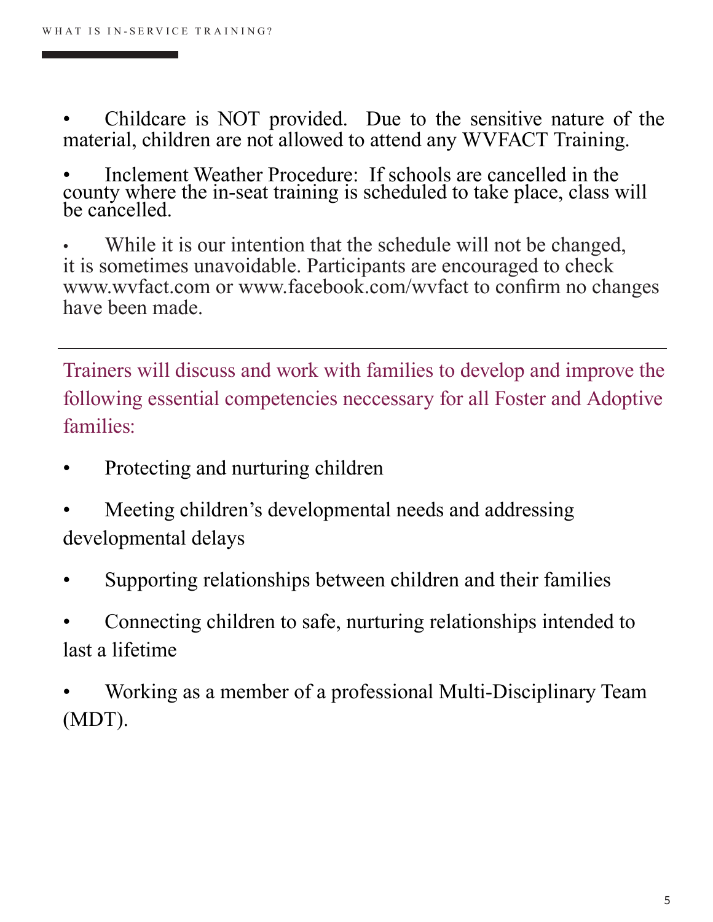- Childcare is NOT provided. Due to the sensitive nature of the material, children are not allowed to attend any WVFACT Training.
- Inclement Weather Procedure: If schools are cancelled in the county where the in-seat training is scheduled to take place, class will be cancelled.
- While it is our intention that the schedule will not be changed, it is sometimes unavoidable. Participants are encouraged to check www.wvfact.com or www.facebook.com/wvfact to confirm no changes have been made.

---

Trainers will discuss and work with families to develop and improve the following essential competencies neccessary for all Foster and Adoptive families:

- Protecting and nurturing children
- Meeting children's developmental needs and addressing developmental delays
- Supporting relationships between children and their families
- Connecting children to safe, nurturing relationships intended to last a lifetime
- Working as a member of a professional Multi-Disciplinary Team (MDT).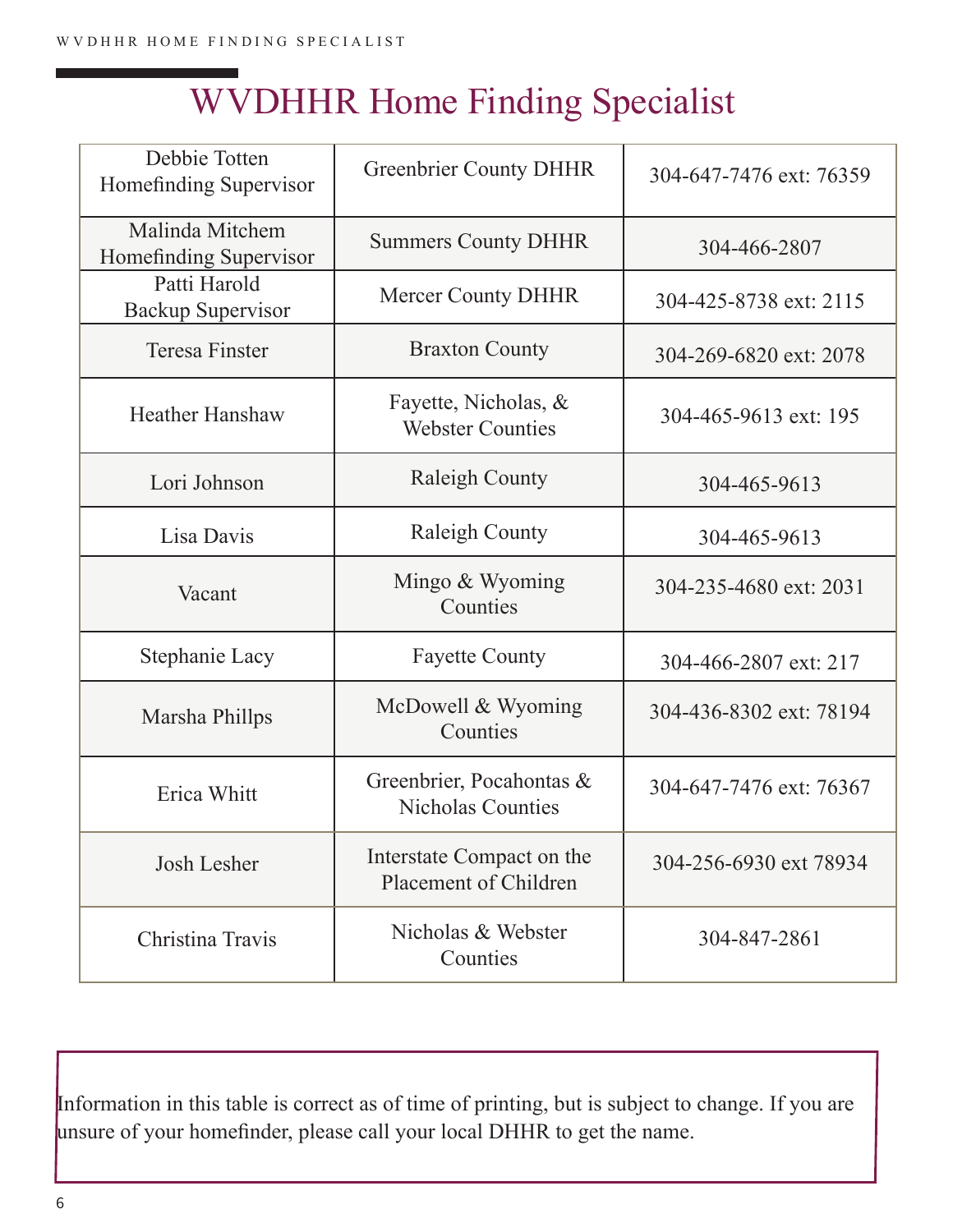# WVDHHR Home Finding Specialist

| | | |
|---|---|---|
| Debbie Totten<br>Homefinding Supervisor | Greenbrier County DHHR | 304-647-7476 ext: 76359 |
| Malinda Mitchem<br>Homefinding Supervisor | Summers County DHHR | 304-466-2807 |
| Patti Harold<br>Backup Supervisor | Mercer County DHHR | 304-425-8738 ext: 2115 |
| Teresa Finster | Braxton County | 304-269-6820 ext: 2078 |
| Heather Hanshaw | Fayette, Nicholas, & Webster Counties | 304-465-9613 ext: 195 |
| Lori Johnson | Raleigh County | 304-465-9613 |
| Lisa Davis | Raleigh County | 304-465-9613 |
| Vacant | Mingo & Wyoming Counties | 304-235-4680 ext: 2031 |
| Stephanie Lacy | Fayette County | 304-466-2807 ext: 217 |
| Marsha Phillps | McDowell & Wyoming Counties | 304-436-8302 ext: 78194 |
| Erica Whitt | Greenbrier, Pocahontas & Nicholas Counties | 304-647-7476 ext: 76367 |
| Josh Lesher | Interstate Compact on the Placement of Children | 304-256-6930 ext 78934 |
| Christina Travis | Nicholas & Webster Counties | 304-847-2861 |

Information in this table is correct as of time of printing, but is subject to change. If you are unsure of your homefinder, please call your local DHHR to get the name.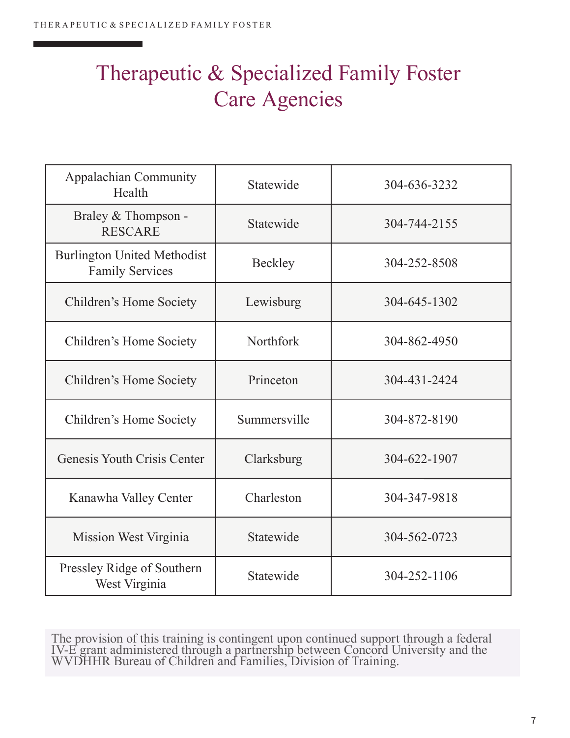# Therapeutic & Specialized Family Foster Care Agencies

| Appalachian Community Health | Statewide | 304-636-3232 |
|---|---|---|
| Braley & Thompson - RESCARE | Statewide | 304-744-2155 |
| Burlington United Methodist Family Services | Beckley | 304-252-8508 |
| Children's Home Society | Lewisburg | 304-645-1302 |
| Children's Home Society | Northfork | 304-862-4950 |
| Children's Home Society | Princeton | 304-431-2424 |
| Children's Home Society | Summersville | 304-872-8190 |
| Genesis Youth Crisis Center | Clarksburg | 304-622-1907 |
| Kanawha Valley Center | Charleston | 304-347-9818 |
| Mission West Virginia | Statewide | 304-562-0723 |
| Pressley Ridge of Southern West Virginia | Statewide | 304-252-1106 |

The provision of this training is contingent upon continued support through a federal IV-E grant administered through a partnership between Concord University and the WVDHHR Bureau of Children and Families, Division of Training.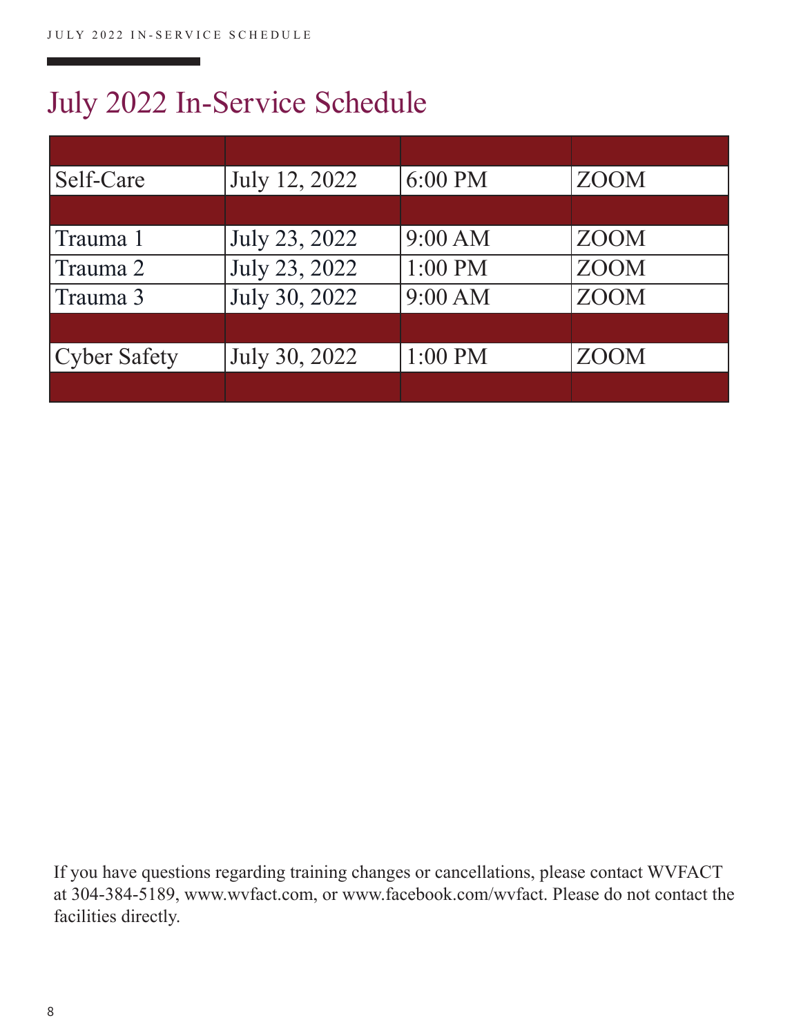# July 2022 In-Service Schedule

| | | | |
|---|---|---|---|
| Self-Care | July 12, 2022 | 6:00 PM | ZOOM |
| | | | |
| Trauma 1 | July 23, 2022 | 9:00 AM | ZOOM |
| Trauma 2 | July 23, 2022 | 1:00 PM | ZOOM |
| Trauma 3 | July 30, 2022 | 9:00 AM | ZOOM |
| | | | |
| Cyber Safety | July 30, 2022 | 1:00 PM | ZOOM |
| | | | |

If you have questions regarding training changes or cancellations, please contact WVFACT at 304-384-5189, www.wvfact.com, or www.facebook.com/wvfact. Please do not contact the facilities directly.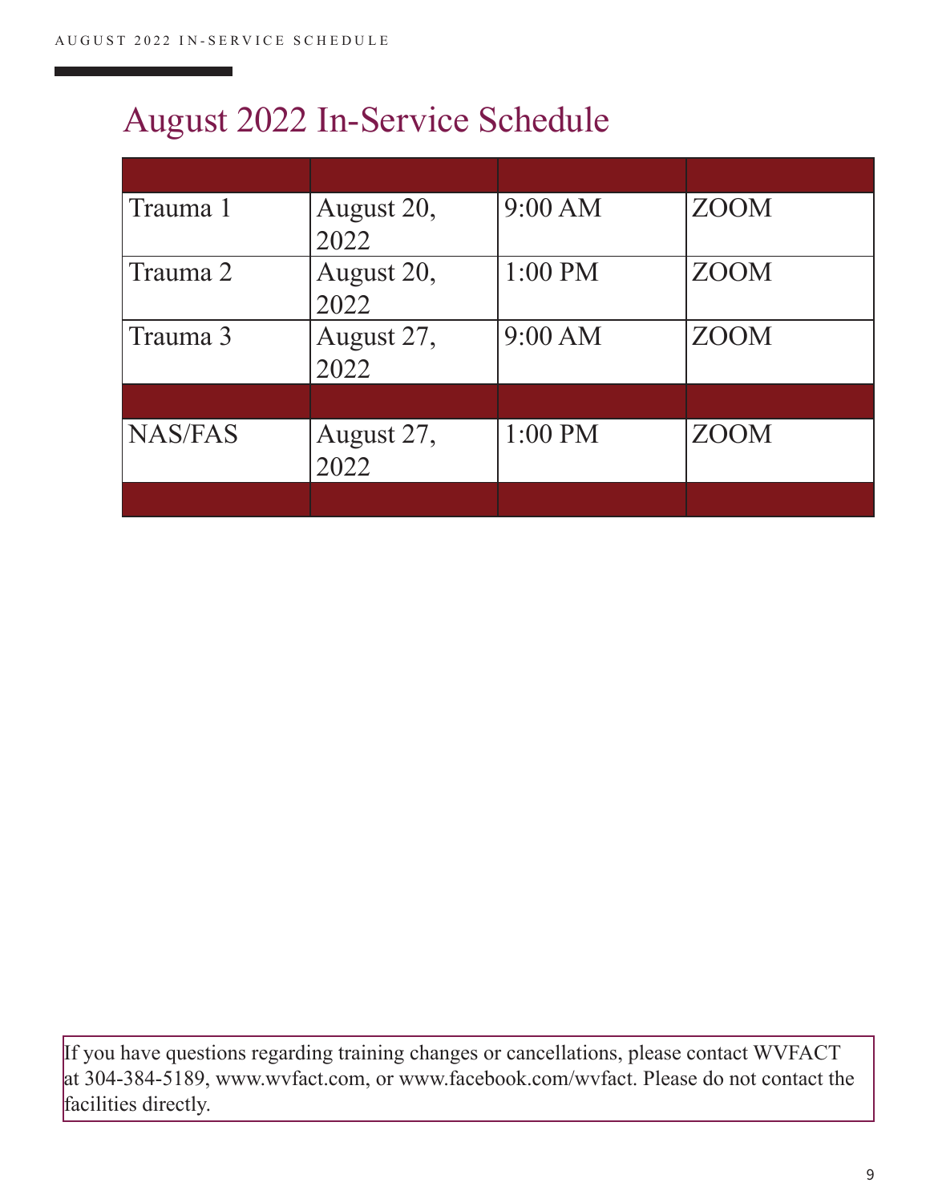# August 2022 In-Service Schedule

| | | | |
|---|---|---|---|
| Trauma 1 | August 20, 2022 | 9:00 AM | ZOOM |
| Trauma 2 | August 20, 2022 | 1:00 PM | ZOOM |
| Trauma 3 | August 27, 2022 | 9:00 AM | ZOOM |
| | | | |
| NAS/FAS | August 27, 2022 | 1:00 PM | ZOOM |
| | | | |

If you have questions regarding training changes or cancellations, please contact WVFACT at 304-384-5189, www.wvfact.com, or www.facebook.com/wvfact. Please do not contact the facilities directly.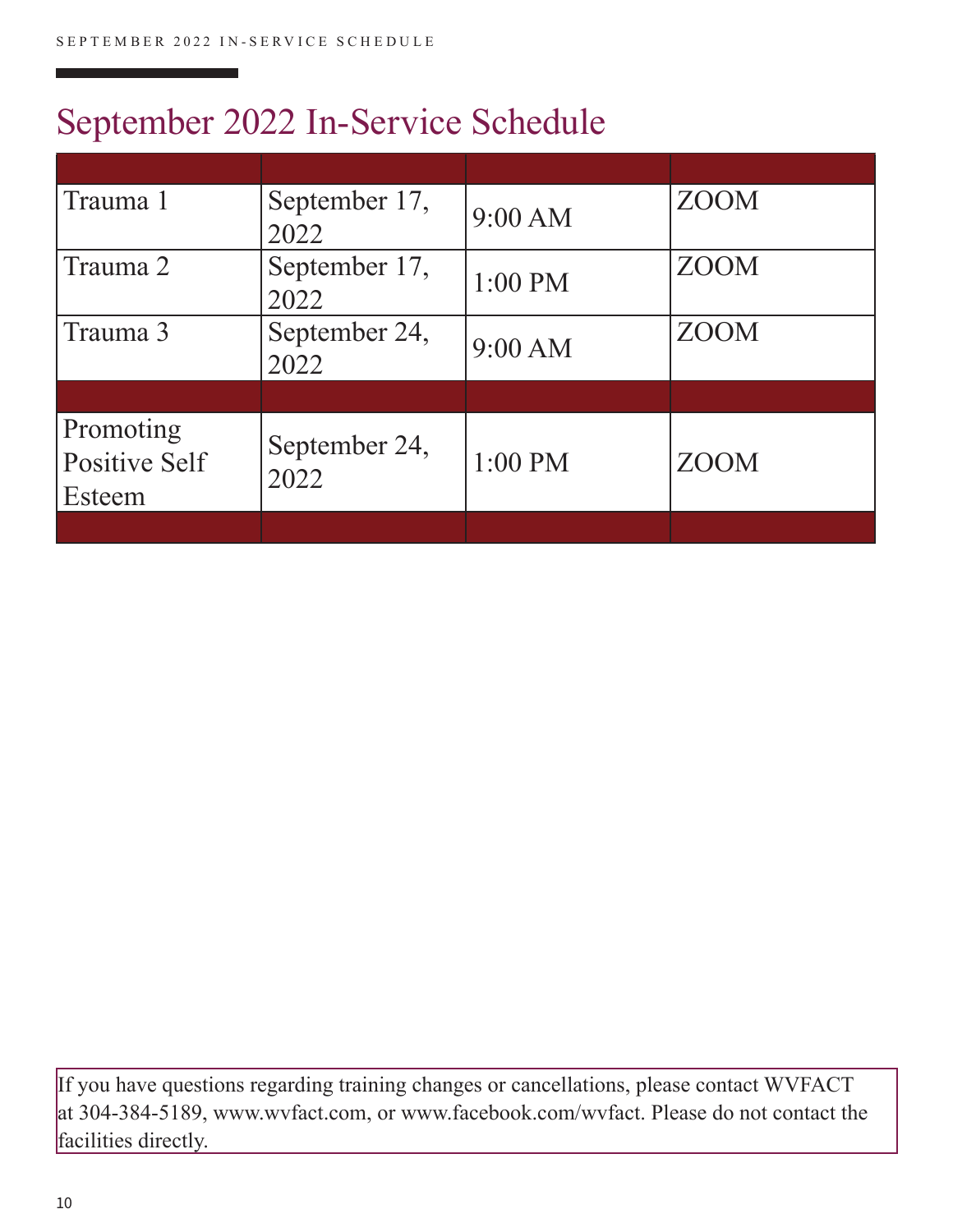# September 2022 In-Service Schedule

| | | | |
|---|---|---|---|
| Trauma 1 | September 17, 2022 | 9:00 AM | ZOOM |
| Trauma 2 | September 17, 2022 | 1:00 PM | ZOOM |
| Trauma 3 | September 24, 2022 | 9:00 AM | ZOOM |
| | | | |
| Promoting Positive Self Esteem | September 24, 2022 | 1:00 PM | ZOOM |
| | | | |

If you have questions regarding training changes or cancellations, please contact WVFACT at 304-384-5189, www.wvfact.com, or www.facebook.com/wvfact. Please do not contact the facilities directly.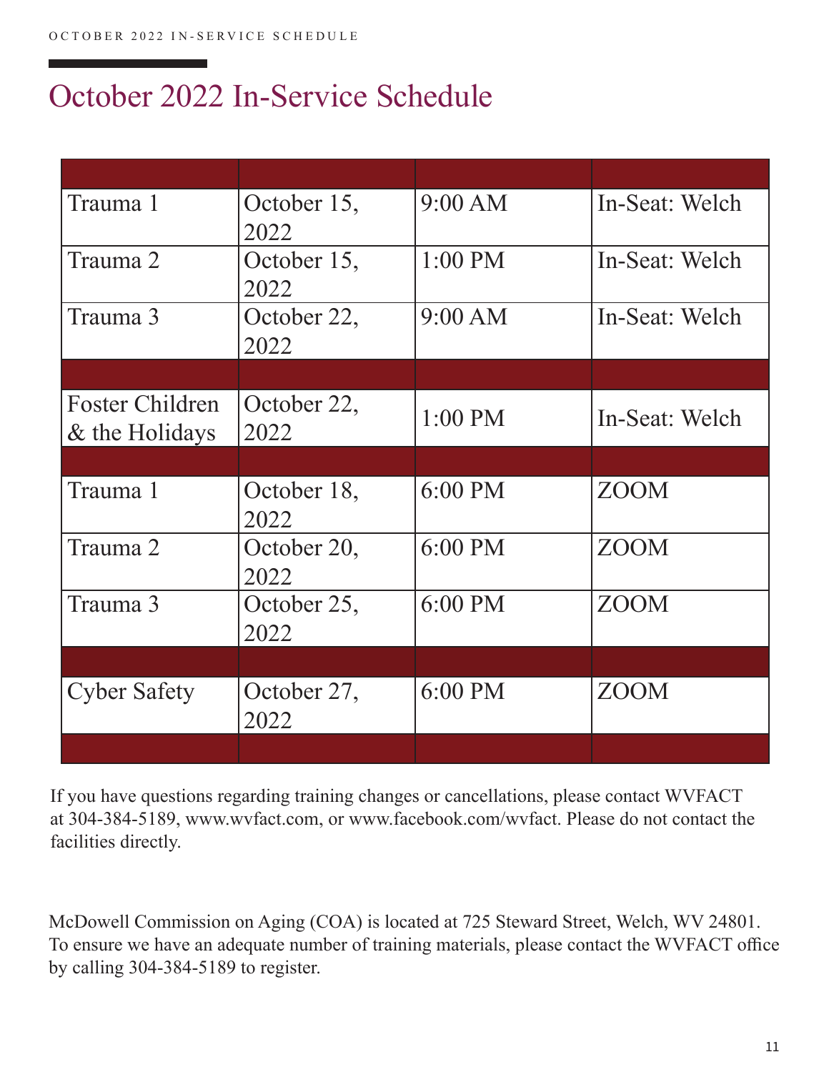# October 2022 In-Service Schedule

| | | | |
|---|---|---|---|
| Trauma 1 | October 15, 2022 | 9:00 AM | In-Seat: Welch |
| Trauma 2 | October 15, 2022 | 1:00 PM | In-Seat: Welch |
| Trauma 3 | October 22, 2022 | 9:00 AM | In-Seat: Welch |
| | | | |
| Foster Children & the Holidays | October 22, 2022 | 1:00 PM | In-Seat: Welch |
| | | | |
| Trauma 1 | October 18, 2022 | 6:00 PM | ZOOM |
| Trauma 2 | October 20, 2022 | 6:00 PM | ZOOM |
| Trauma 3 | October 25, 2022 | 6:00 PM | ZOOM |
| | | | |
| Cyber Safety | October 27, 2022 | 6:00 PM | ZOOM |
| | | | |

If you have questions regarding training changes or cancellations, please contact WVFACT at 304-384-5189, www.wvfact.com, or www.facebook.com/wvfact. Please do not contact the facilities directly.

McDowell Commission on Aging (COA) is located at 725 Steward Street, Welch, WV 24801. To ensure we have an adequate number of training materials, please contact the WVFACT office by calling 304-384-5189 to register.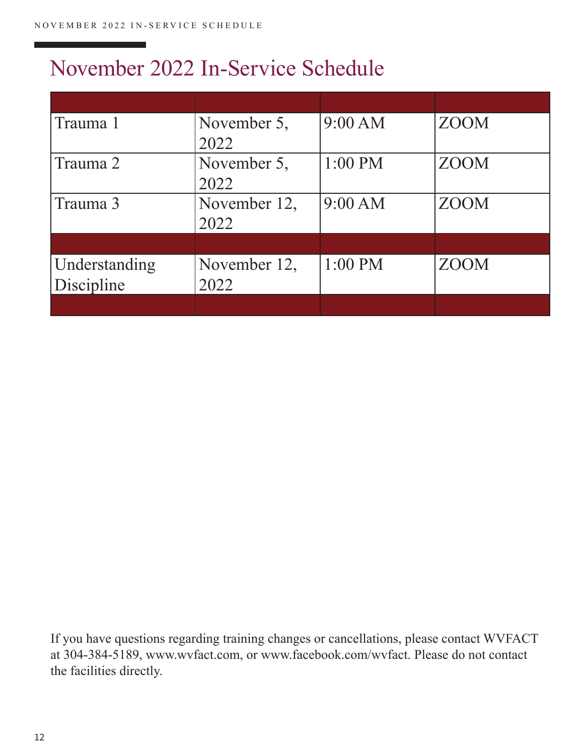# November 2022 In-Service Schedule

| | | | |
|---|---|---|---|
| Trauma 1 | November 5, 2022 | 9:00 AM | ZOOM |
| Trauma 2 | November 5, 2022 | 1:00 PM | ZOOM |
| Trauma 3 | November 12, 2022 | 9:00 AM | ZOOM |
| | | | |
| Understanding Discipline | November 12, 2022 | 1:00 PM | ZOOM |
| | | | |

If you have questions regarding training changes or cancellations, please contact WVFACT at 304-384-5189, www.wvfact.com, or www.facebook.com/wvfact. Please do not contact the facilities directly.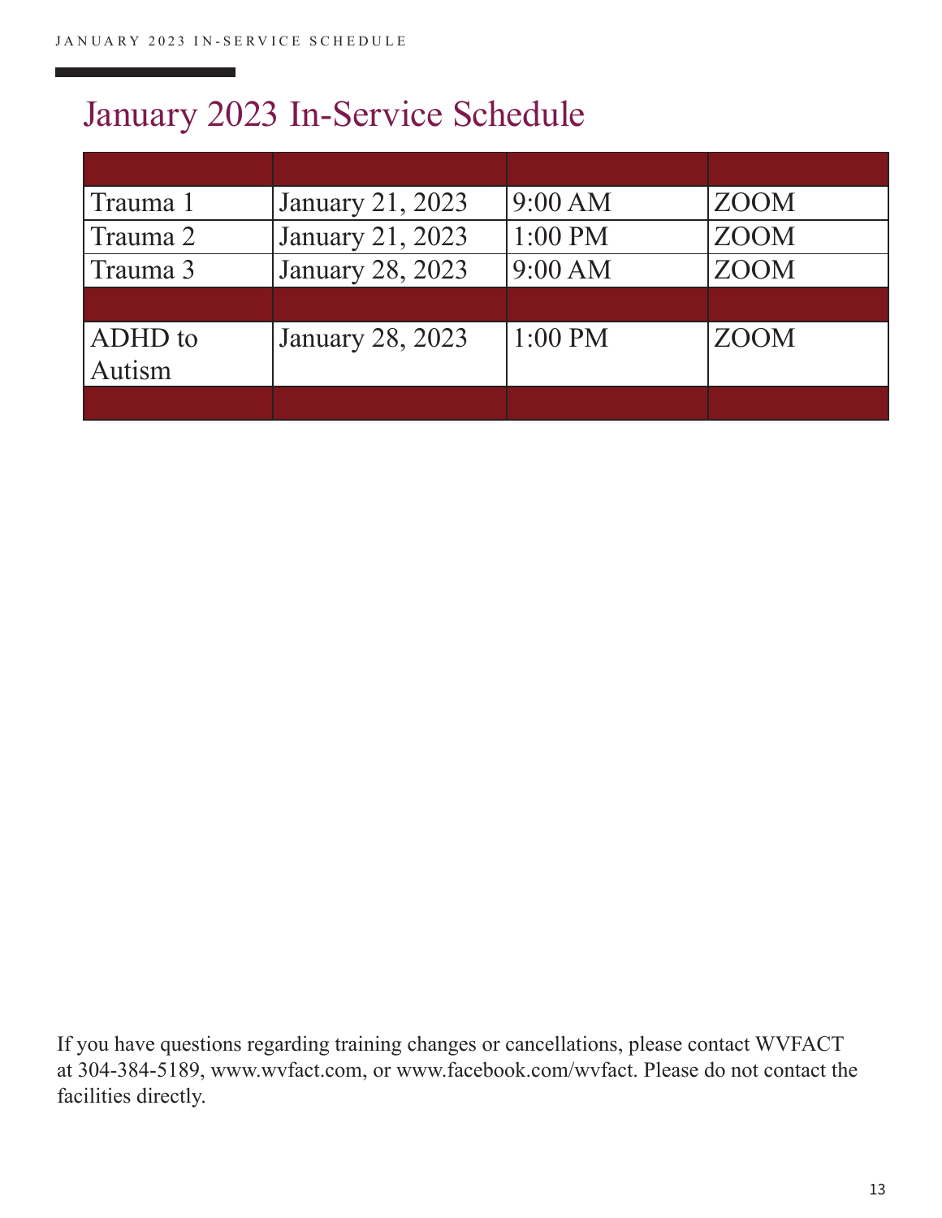# January 2023 In-Service Schedule

| | | | |
|---|---|---|---|
| Trauma 1 | January 21, 2023 | 9:00 AM | ZOOM |
| Trauma 2 | January 21, 2023 | 1:00 PM | ZOOM |
| Trauma 3 | January 28, 2023 | 9:00 AM | ZOOM |
| | | | |
| ADHD to Autism | January 28, 2023 | 1:00 PM | ZOOM |
| | | | |

If you have questions regarding training changes or cancellations, please contact WVFACT at 304-384-5189, www.wvfact.com, or www.facebook.com/wvfact. Please do not contact the facilities directly.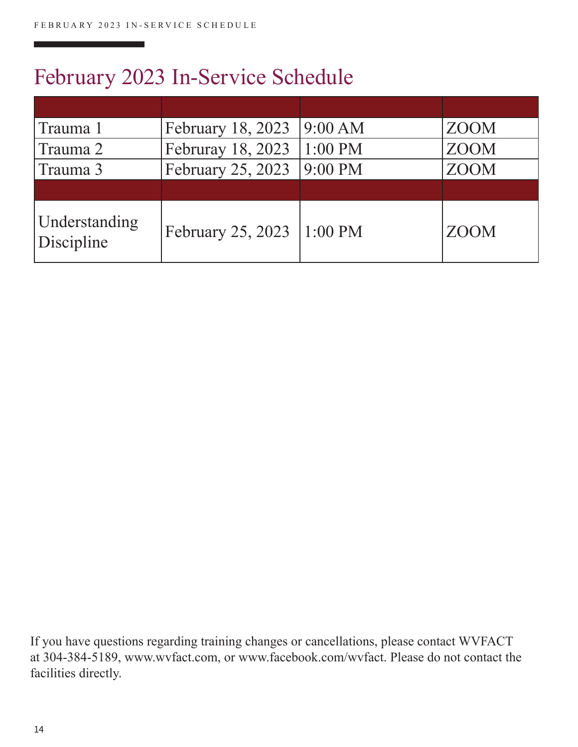# February 2023 In-Service Schedule

| | | | |
|---|---|---|---|
| Trauma 1 | February 18, 2023 | 9:00 AM | ZOOM |
| Trauma 2 | Februray 18, 2023 | 1:00 PM | ZOOM |
| Trauma 3 | February 25, 2023 | 9:00 PM | ZOOM |
| | | | |
| Understanding Discipline | February 25, 2023 | 1:00 PM | ZOOM |

If you have questions regarding training changes or cancellations, please contact WVFACT at 304-384-5189, www.wvfact.com, or www.facebook.com/wvfact. Please do not contact the facilities directly.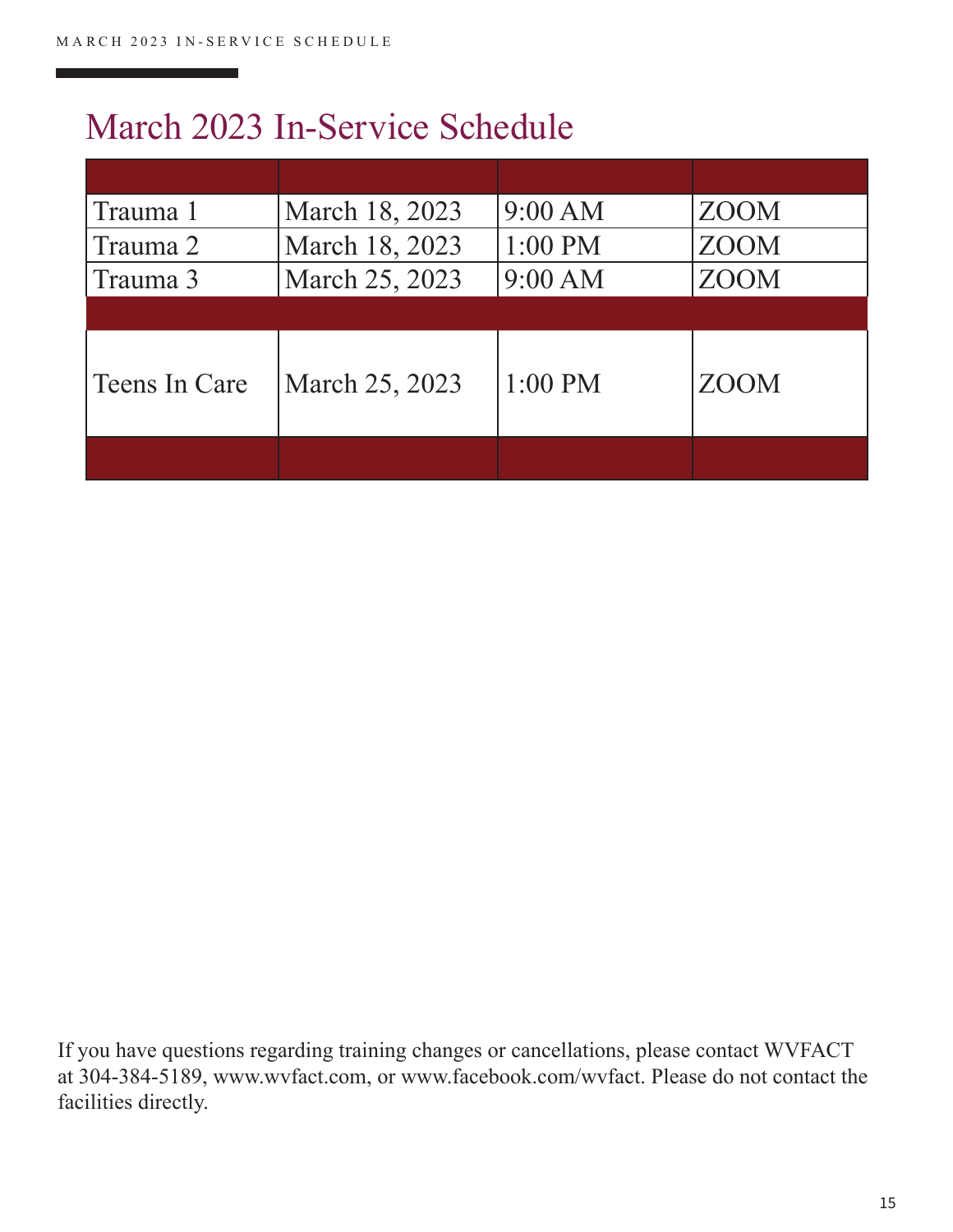# March 2023 In-Service Schedule

| | | | |
|---|---|---|---|
| Trauma 1 | March 18, 2023 | 9:00 AM | ZOOM |
| Trauma 2 | March 18, 2023 | 1:00 PM | ZOOM |
| Trauma 3 | March 25, 2023 | 9:00 AM | ZOOM |
| | | | |
| Teens In Care | March 25, 2023 | 1:00 PM | ZOOM |
| | | | |

If you have questions regarding training changes or cancellations, please contact WVFACT at 304-384-5189, www.wvfact.com, or www.facebook.com/wvfact. Please do not contact the facilities directly.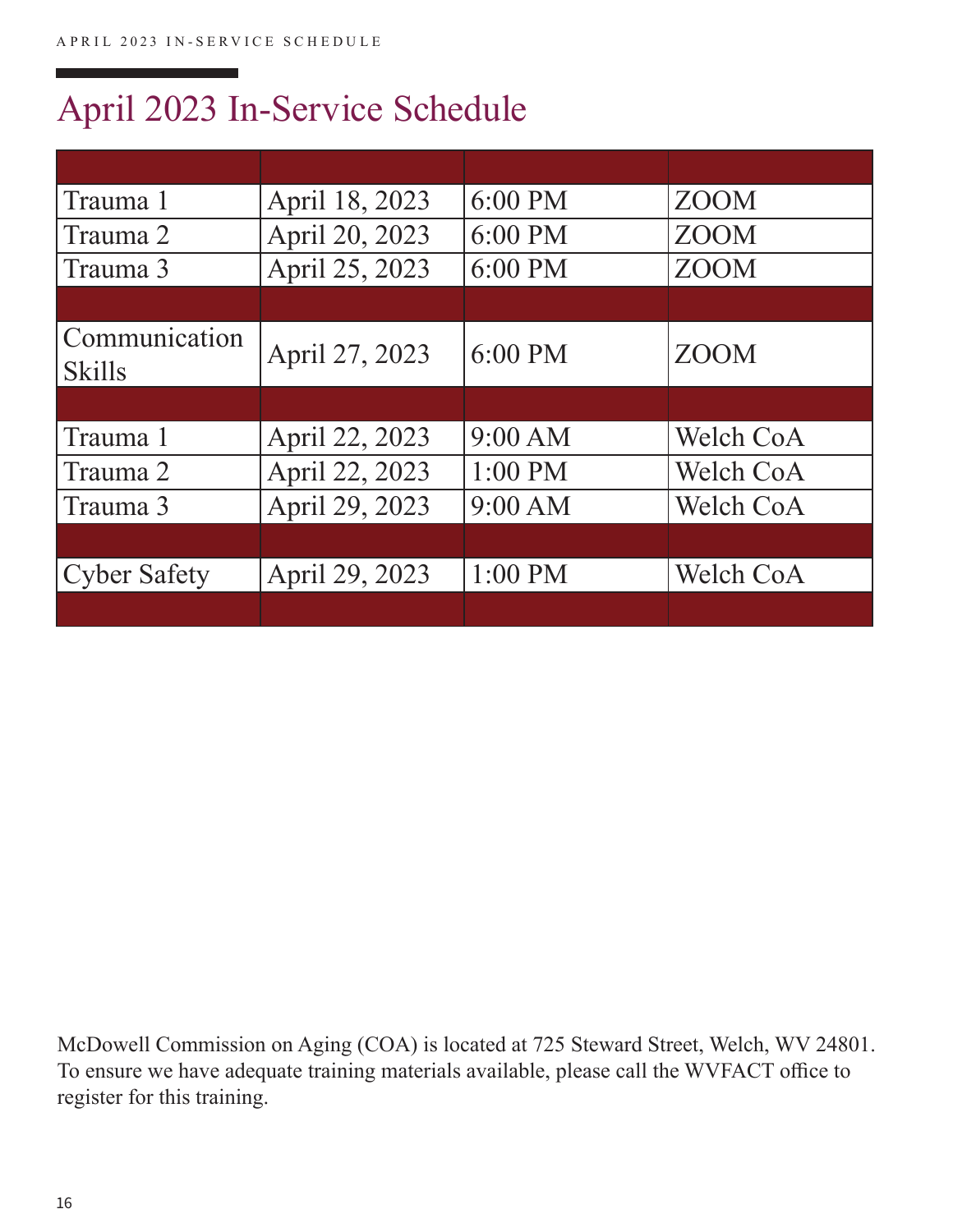# April 2023 In-Service Schedule

| | | | |
|---|---|---|---|
| Trauma 1 | April 18, 2023 | 6:00 PM | ZOOM |
| Trauma 2 | April 20, 2023 | 6:00 PM | ZOOM |
| Trauma 3 | April 25, 2023 | 6:00 PM | ZOOM |
| | | | |
| Communication Skills | April 27, 2023 | 6:00 PM | ZOOM |
| | | | |
| Trauma 1 | April 22, 2023 | 9:00 AM | Welch CoA |
| Trauma 2 | April 22, 2023 | 1:00 PM | Welch CoA |
| Trauma 3 | April 29, 2023 | 9:00 AM | Welch CoA |
| | | | |
| Cyber Safety | April 29, 2023 | 1:00 PM | Welch CoA |
| | | | |

McDowell Commission on Aging (COA) is located at 725 Steward Street, Welch, WV 24801. To ensure we have adequate training materials available, please call the WVFACT office to register for this training.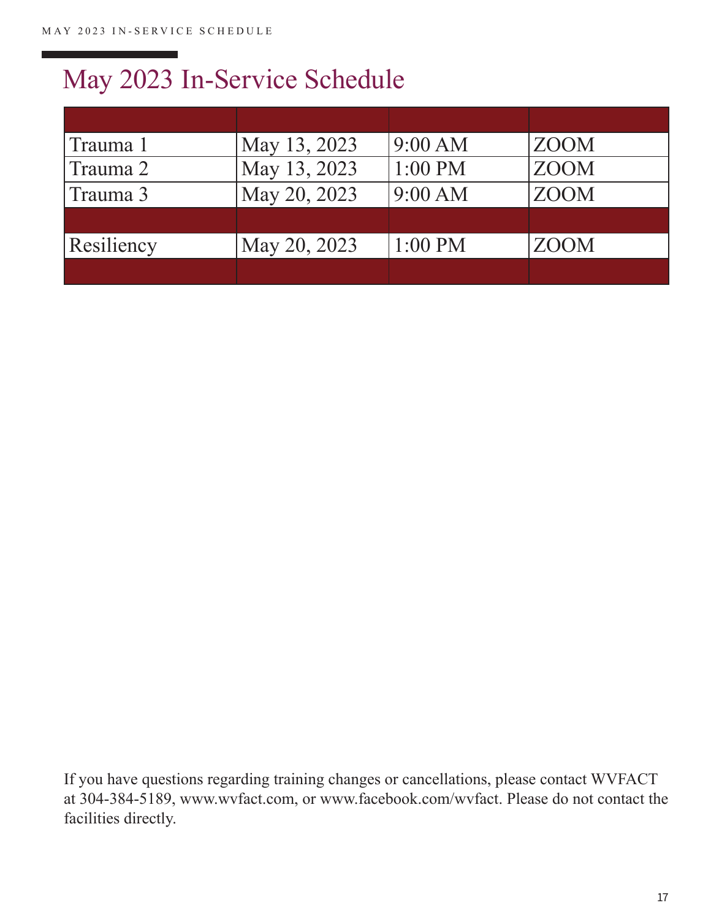# May 2023 In-Service Schedule

| | | | |
|---|---|---|---|
| Trauma 1 | May 13, 2023 | 9:00 AM | ZOOM |
| Trauma 2 | May 13, 2023 | 1:00 PM | ZOOM |
| Trauma 3 | May 20, 2023 | 9:00 AM | ZOOM |
| | | | |
| Resiliency | May 20, 2023 | 1:00 PM | ZOOM |
| | | | |

If you have questions regarding training changes or cancellations, please contact WVFACT at 304-384-5189, www.wvfact.com, or www.facebook.com/wvfact. Please do not contact the facilities directly.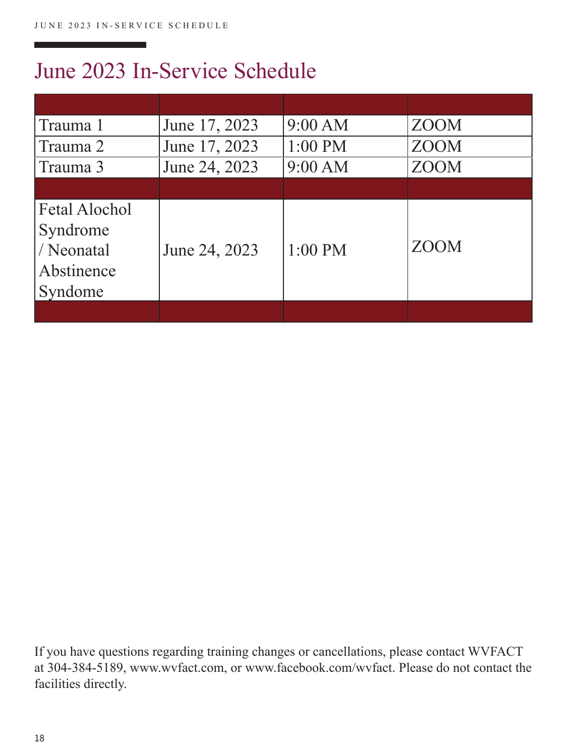# June 2023 In-Service Schedule

| | | | |
|---|---|---|---|
| Trauma 1 | June 17, 2023 | 9:00 AM | ZOOM |
| Trauma 2 | June 17, 2023 | 1:00 PM | ZOOM |
| Trauma 3 | June 24, 2023 | 9:00 AM | ZOOM |
| | | | |
| Fetal Alochol Syndrome / Neonatal Abstinence Syndome | June 24, 2023 | 1:00 PM | ZOOM |
| | | | |

If you have questions regarding training changes or cancellations, please contact WVFACT at 304-384-5189, www.wvfact.com, or www.facebook.com/wvfact. Please do not contact the facilities directly.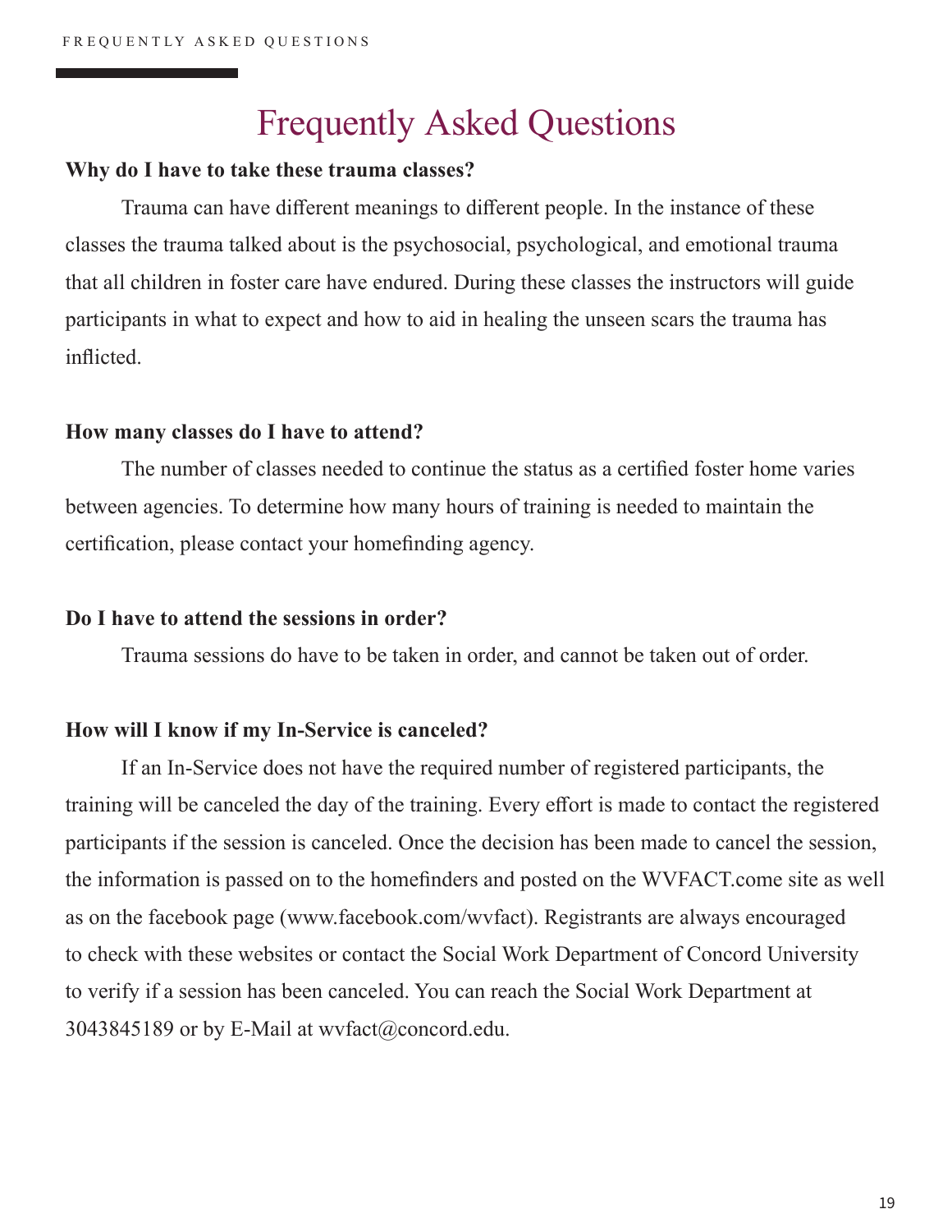# Frequently Asked Questions

**Why do I have to take these trauma classes?**

Trauma can have different meanings to different people. In the instance of these classes the trauma talked about is the psychosocial, psychological, and emotional trauma that all children in foster care have endured. During these classes the instructors will guide participants in what to expect and how to aid in healing the unseen scars the trauma has inflicted.

**How many classes do I have to attend?**

The number of classes needed to continue the status as a certified foster home varies between agencies. To determine how many hours of training is needed to maintain the certification, please contact your homefinding agency.

**Do I have to attend the sessions in order?**

Trauma sessions do have to be taken in order, and cannot be taken out of order.

**How will I know if my In-Service is canceled?**

If an In-Service does not have the required number of registered participants, the training will be canceled the day of the training. Every effort is made to contact the registered participants if the session is canceled. Once the decision has been made to cancel the session, the information is passed on to the homefinders and posted on the WVFACT.come site as well as on the facebook page (www.facebook.com/wvfact). Registrants are always encouraged to check with these websites or contact the Social Work Department of Concord University to verify if a session has been canceled. You can reach the Social Work Department at 3043845189 or by E-Mail at wvfact@concord.edu.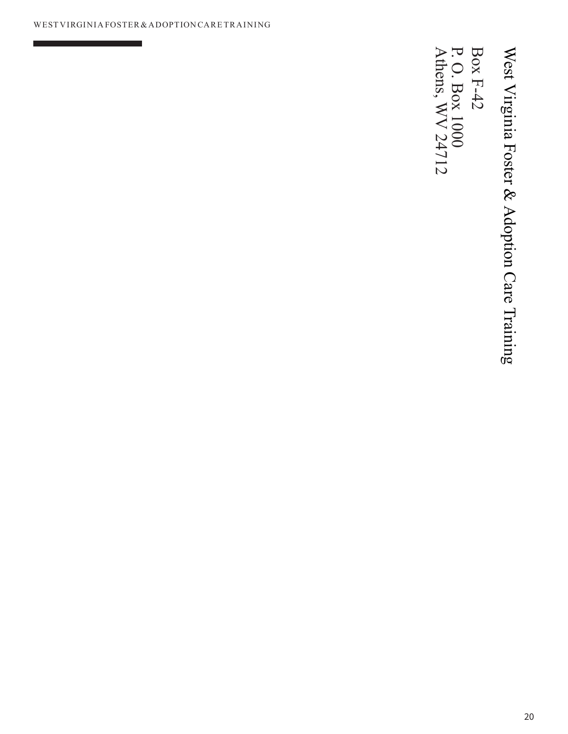West Virginia Foster & Adoption Care Training

Box F-42
P. O. Box 1000
Athens, WV 24712